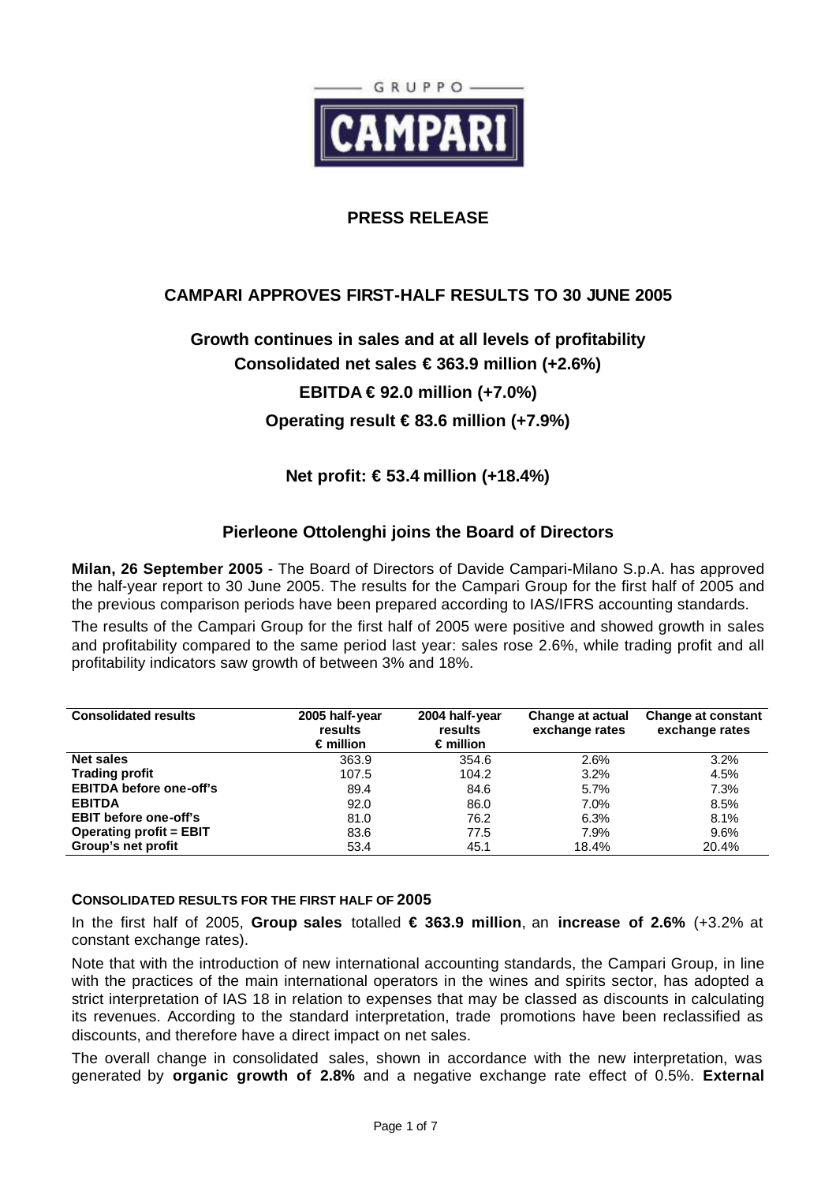GRUPPO CAMPARI

# PRESS RELEASE

## CAMPARI APPROVES FIRST-HALF RESULTS TO 30 JUNE 2005

### Growth continues in sales and at all levels of profitability

### Consolidated net sales € 363.9 million (+2.6%)

### EBITDA € 92.0 million (+7.0%)

### Operating result € 83.6 million (+7.9%)

### Net profit: € 53.4 million (+18.4%)

### Pierleone Ottolenghi joins the Board of Directors

**Milan, 26 September 2005** - The Board of Directors of Davide Campari-Milano S.p.A. has approved the half-year report to 30 June 2005. The results for the Campari Group for the first half of 2005 and the previous comparison periods have been prepared according to IAS/IFRS accounting standards.

The results of the Campari Group for the first half of 2005 were positive and showed growth in sales and profitability compared to the same period last year: sales rose 2.6%, while trading profit and all profitability indicators saw growth of between 3% and 18%.

| Consolidated results | 2005 half-year results € million | 2004 half-year results € million | Change at actual exchange rates | Change at constant exchange rates |
|---|---|---|---|---|
| **Net sales** | 363.9 | 354.6 | 2.6% | 3.2% |
| **Trading profit** | 107.5 | 104.2 | 3.2% | 4.5% |
| **EBITDA before one-off's** | 89.4 | 84.6 | 5.7% | 7.3% |
| **EBITDA** | 92.0 | 86.0 | 7.0% | 8.5% |
| **EBIT before one-off's** | 81.0 | 76.2 | 6.3% | 8.1% |
| **Operating profit = EBIT** | 83.6 | 77.5 | 7.9% | 9.6% |
| **Group's net profit** | 53.4 | 45.1 | 18.4% | 20.4% |

#### CONSOLIDATED RESULTS FOR THE FIRST HALF OF 2005

In the first half of 2005, **Group sales** totalled **€ 363.9 million**, an **increase of 2.6%** (+3.2% at constant exchange rates).

Note that with the introduction of new international accounting standards, the Campari Group, in line with the practices of the main international operators in the wines and spirits sector, has adopted a strict interpretation of IAS 18 in relation to expenses that may be classed as discounts in calculating its revenues. According to the standard interpretation, trade promotions have been reclassified as discounts, and therefore have a direct impact on net sales.

The overall change in consolidated sales, shown in accordance with the new interpretation, was generated by **organic growth of 2.8%** and a negative exchange rate effect of 0.5%. **External**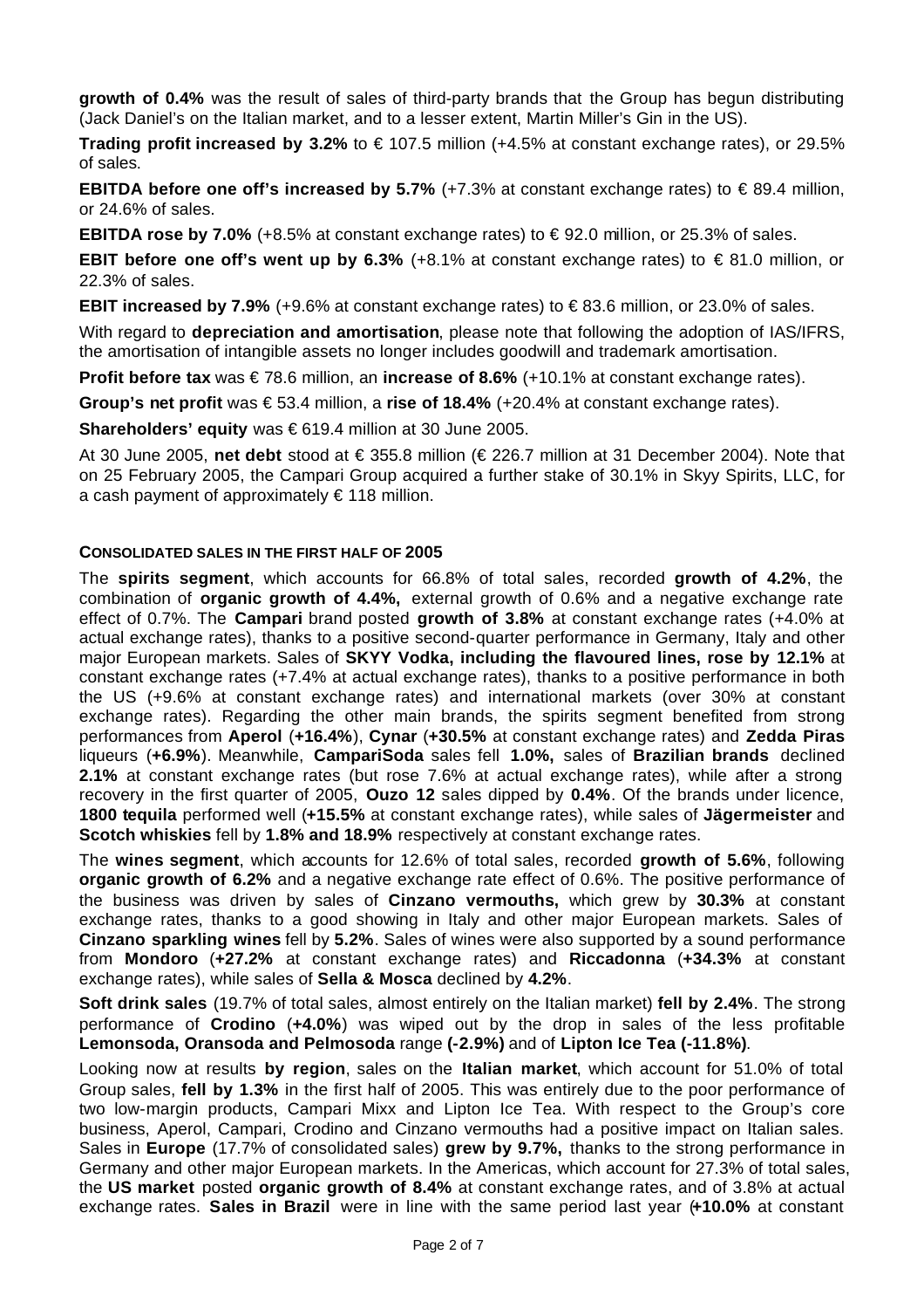**growth of 0.4%** was the result of sales of third-party brands that the Group has begun distributing (Jack Daniel's on the Italian market, and to a lesser extent, Martin Miller's Gin in the US).

**Trading profit increased by 3.2%** to € 107.5 million (+4.5% at constant exchange rates), or 29.5% of sales.

**EBITDA before one off's increased by 5.7%** (+7.3% at constant exchange rates) to € 89.4 million, or 24.6% of sales.

**EBITDA rose by 7.0%** (+8.5% at constant exchange rates) to € 92.0 million, or 25.3% of sales.

**EBIT before one off's went up by 6.3%** (+8.1% at constant exchange rates) to € 81.0 million, or 22.3% of sales.

**EBIT increased by 7.9%** (+9.6% at constant exchange rates) to € 83.6 million, or 23.0% of sales.

With regard to **depreciation and amortisation**, please note that following the adoption of IAS/IFRS, the amortisation of intangible assets no longer includes goodwill and trademark amortisation.

**Profit before tax** was € 78.6 million, an **increase of 8.6%** (+10.1% at constant exchange rates).

**Group's net profit** was € 53.4 million, a **rise of 18.4%** (+20.4% at constant exchange rates).

**Shareholders' equity** was € 619.4 million at 30 June 2005.

At 30 June 2005, **net debt** stood at € 355.8 million (€ 226.7 million at 31 December 2004). Note that on 25 February 2005, the Campari Group acquired a further stake of 30.1% in Skyy Spirits, LLC, for a cash payment of approximately € 118 million.

## CONSOLIDATED SALES IN THE FIRST HALF OF 2005

The **spirits segment**, which accounts for 66.8% of total sales, recorded **growth of 4.2%**, the combination of **organic growth of 4.4%,** external growth of 0.6% and a negative exchange rate effect of 0.7%. The **Campari** brand posted **growth of 3.8%** at constant exchange rates (+4.0% at actual exchange rates), thanks to a positive second-quarter performance in Germany, Italy and other major European markets. Sales of **SKYY Vodka, including the flavoured lines, rose by 12.1%** at constant exchange rates (+7.4% at actual exchange rates), thanks to a positive performance in both the US (+9.6% at constant exchange rates) and international markets (over 30% at constant exchange rates). Regarding the other main brands, the spirits segment benefited from strong performances from **Aperol** (**+16.4%**), **Cynar** (**+30.5%** at constant exchange rates) and **Zedda Piras** liqueurs (**+6.9%**). Meanwhile, **CampariSoda** sales fell **1.0%,** sales of **Brazilian brands** declined **2.1%** at constant exchange rates (but rose 7.6% at actual exchange rates), while after a strong recovery in the first quarter of 2005, **Ouzo 12** sales dipped by **0.4%**. Of the brands under licence, **1800 tequila** performed well (**+15.5%** at constant exchange rates), while sales of **Jägermeister** and **Scotch whiskies** fell by **1.8% and 18.9%** respectively at constant exchange rates.

The **wines segment**, which accounts for 12.6% of total sales, recorded **growth of 5.6%**, following **organic growth of 6.2%** and a negative exchange rate effect of 0.6%. The positive performance of the business was driven by sales of **Cinzano vermouths,** which grew by **30.3%** at constant exchange rates, thanks to a good showing in Italy and other major European markets. Sales of **Cinzano sparkling wines** fell by **5.2%**. Sales of wines were also supported by a sound performance from **Mondoro** (**+27.2%** at constant exchange rates) and **Riccadonna** (**+34.3%** at constant exchange rates), while sales of **Sella & Mosca** declined by **4.2%**.

**Soft drink sales** (19.7% of total sales, almost entirely on the Italian market) **fell by 2.4%**. The strong performance of **Crodino** (**+4.0%**) was wiped out by the drop in sales of the less profitable **Lemonsoda, Oransoda and Pelmosoda** range **(-2.9%)** and of **Lipton Ice Tea (-11.8%)**.

Looking now at results **by region**, sales on the **Italian market**, which account for 51.0% of total Group sales, **fell by 1.3%** in the first half of 2005. This was entirely due to the poor performance of two low-margin products, Campari Mixx and Lipton Ice Tea. With respect to the Group's core business, Aperol, Campari, Crodino and Cinzano vermouths had a positive impact on Italian sales. Sales in **Europe** (17.7% of consolidated sales) **grew by 9.7%,** thanks to the strong performance in Germany and other major European markets. In the Americas, which account for 27.3% of total sales, the **US market** posted **organic growth of 8.4%** at constant exchange rates, and of 3.8% at actual exchange rates. **Sales in Brazil** were in line with the same period last year (**+10.0%** at constant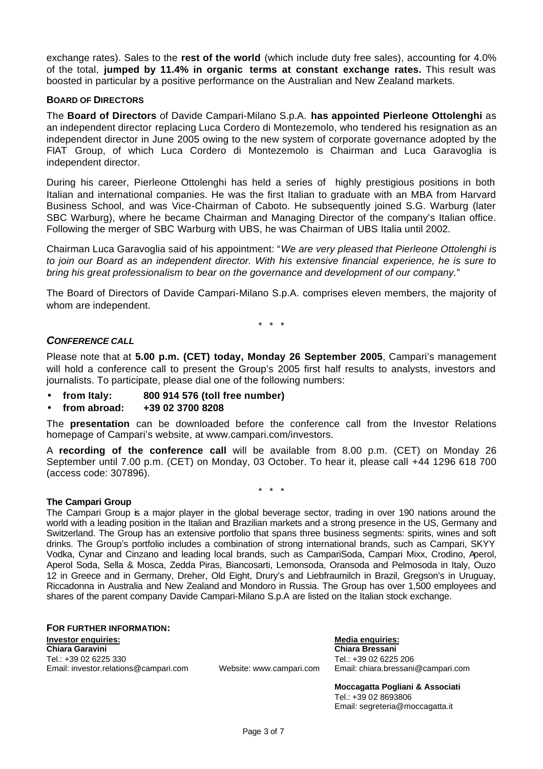exchange rates). Sales to the **rest of the world** (which include duty free sales), accounting for 4.0% of the total, **jumped by 11.4% in organic terms at constant exchange rates.** This result was boosted in particular by a positive performance on the Australian and New Zealand markets.

**BOARD OF DIRECTORS**

The **Board of Directors** of Davide Campari-Milano S.p.A. **has appointed Pierleone Ottolenghi** as an independent director replacing Luca Cordero di Montezemolo, who tendered his resignation as an independent director in June 2005 owing to the new system of corporate governance adopted by the FIAT Group, of which Luca Cordero di Montezemolo is Chairman and Luca Garavoglia is independent director.

During his career, Pierleone Ottolenghi has held a series of highly prestigious positions in both Italian and international companies. He was the first Italian to graduate with an MBA from Harvard Business School, and was Vice-Chairman of Caboto. He subsequently joined S.G. Warburg (later SBC Warburg), where he became Chairman and Managing Director of the company's Italian office. Following the merger of SBC Warburg with UBS, he was Chairman of UBS Italia until 2002.

Chairman Luca Garavoglia said of his appointment: "*We are very pleased that Pierleone Ottolenghi is to join our Board as an independent director. With his extensive financial experience, he is sure to bring his great professionalism to bear on the governance and development of our company.*"

The Board of Directors of Davide Campari-Milano S.p.A. comprises eleven members, the majority of whom are independent.

\* \* \*

***CONFERENCE CALL***

Please note that at **5.00 p.m. (CET) today, Monday 26 September 2005**, Campari's management will hold a conference call to present the Group's 2005 first half results to analysts, investors and journalists. To participate, please dial one of the following numbers:

- **from Italy: 800 914 576 (toll free number)**
- **from abroad: +39 02 3700 8208**

The **presentation** can be downloaded before the conference call from the Investor Relations homepage of Campari's website, at www.campari.com/investors.

A **recording of the conference call** will be available from 8.00 p.m. (CET) on Monday 26 September until 7.00 p.m. (CET) on Monday, 03 October. To hear it, please call +44 1296 618 700 (access code: 307896).

\* \* \*

**The Campari Group**

The Campari Group is a major player in the global beverage sector, trading in over 190 nations around the world with a leading position in the Italian and Brazilian markets and a strong presence in the US, Germany and Switzerland. The Group has an extensive portfolio that spans three business segments: spirits, wines and soft drinks. The Group's portfolio includes a combination of strong international brands, such as Campari, SKYY Vodka, Cynar and Cinzano and leading local brands, such as CampariSoda, Campari Mixx, Crodino, Aperol, Aperol Soda, Sella & Mosca, Zedda Piras, Biancosarti, Lemonsoda, Oransoda and Pelmosoda in Italy, Ouzo 12 in Greece and in Germany, Dreher, Old Eight, Drury's and Liebfraumilch in Brazil, Gregson's in Uruguay, Riccadonna in Australia and New Zealand and Mondoro in Russia. The Group has over 1,500 employees and shares of the parent company Davide Campari-Milano S.p.A are listed on the Italian stock exchange.

**FOR FURTHER INFORMATION:**

**Investor enquiries:**
**Chiara Garavini**
Tel.: +39 02 6225 330
Email: investor.relations@campari.com

Website: www.campari.com

**Media enquiries:**
**Chiara Bressani**
Tel.: +39 02 6225 206
Email: chiara.bressani@campari.com

**Moccagatta Pogliani & Associati**
Tel.: +39 02 8693806
Email: segreteria@moccagatta.it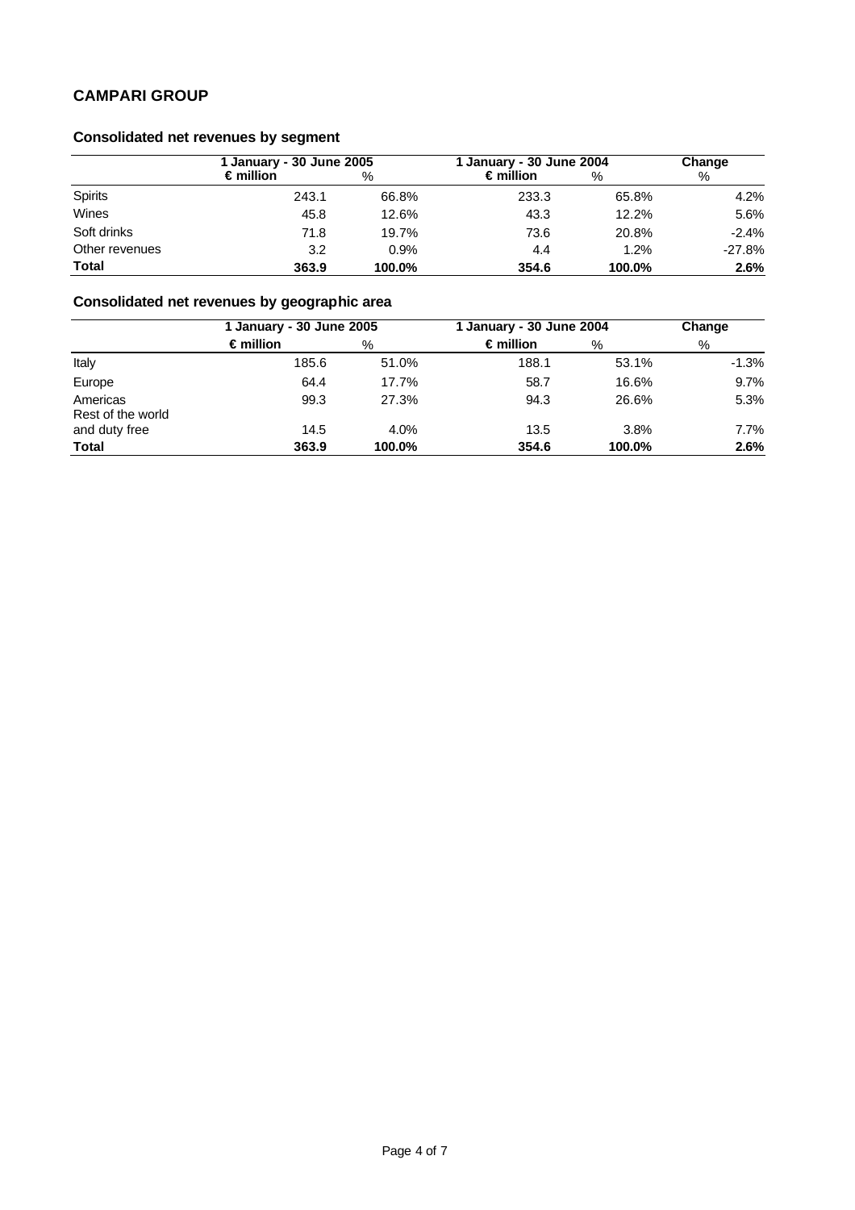## CAMPARI GROUP

### Consolidated net revenues by segment

| | 1 January - 30 June 2005 | | 1 January - 30 June 2004 | | Change |
|---|---|---|---|---|---|
| | € million | % | € million | % | % |
| Spirits | 243.1 | 66.8% | 233.3 | 65.8% | 4.2% |
| Wines | 45.8 | 12.6% | 43.3 | 12.2% | 5.6% |
| Soft drinks | 71.8 | 19.7% | 73.6 | 20.8% | -2.4% |
| Other revenues | 3.2 | 0.9% | 4.4 | 1.2% | -27.8% |
| **Total** | **363.9** | **100.0%** | **354.6** | **100.0%** | **2.6%** |

### Consolidated net revenues by geographic area

| | 1 January - 30 June 2005 | | 1 January - 30 June 2004 | | Change |
|---|---|---|---|---|---|
| | € million | % | € million | % | % |
| Italy | 185.6 | 51.0% | 188.1 | 53.1% | -1.3% |
| Europe | 64.4 | 17.7% | 58.7 | 16.6% | 9.7% |
| Americas | 99.3 | 27.3% | 94.3 | 26.6% | 5.3% |
| Rest of the world and duty free | 14.5 | 4.0% | 13.5 | 3.8% | 7.7% |
| **Total** | **363.9** | **100.0%** | **354.6** | **100.0%** | **2.6%** |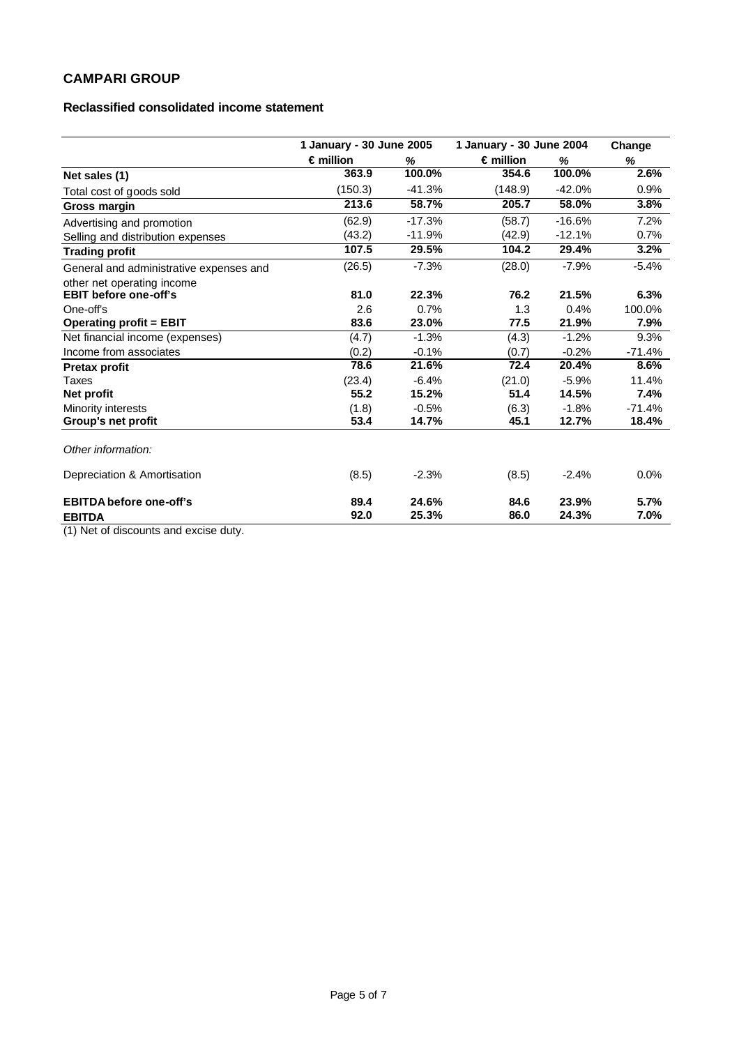## CAMPARI GROUP

### Reclassified consolidated income statement

| | 1 January - 30 June 2005 | | 1 January - 30 June 2004 | | Change |
|---|---|---|---|---|---|
| | € million | % | € million | % | % |
| **Net sales (1)** | **363.9** | **100.0%** | **354.6** | **100.0%** | **2.6%** |
| Total cost of goods sold | (150.3) | -41.3% | (148.9) | -42.0% | 0.9% |
| **Gross margin** | **213.6** | **58.7%** | **205.7** | **58.0%** | **3.8%** |
| Advertising and promotion | (62.9) | -17.3% | (58.7) | -16.6% | 7.2% |
| Selling and distribution expenses | (43.2) | -11.9% | (42.9) | -12.1% | 0.7% |
| **Trading profit** | **107.5** | **29.5%** | **104.2** | **29.4%** | **3.2%** |
| General and administrative expenses and other net operating income | (26.5) | -7.3% | (28.0) | -7.9% | -5.4% |
| **EBIT before one-off's** | **81.0** | **22.3%** | **76.2** | **21.5%** | **6.3%** |
| One-off's | 2.6 | 0.7% | 1.3 | 0.4% | 100.0% |
| **Operating profit = EBIT** | **83.6** | **23.0%** | **77.5** | **21.9%** | **7.9%** |
| Net financial income (expenses) | (4.7) | -1.3% | (4.3) | -1.2% | 9.3% |
| Income from associates | (0.2) | -0.1% | (0.7) | -0.2% | -71.4% |
| **Pretax profit** | **78.6** | **21.6%** | **72.4** | **20.4%** | **8.6%** |
| Taxes | (23.4) | -6.4% | (21.0) | -5.9% | 11.4% |
| **Net profit** | **55.2** | **15.2%** | **51.4** | **14.5%** | **7.4%** |
| Minority interests | (1.8) | -0.5% | (6.3) | -1.8% | -71.4% |
| **Group's net profit** | **53.4** | **14.7%** | **45.1** | **12.7%** | **18.4%** |
| *Other information:* | | | | | |
| Depreciation & Amortisation | (8.5) | -2.3% | (8.5) | -2.4% | 0.0% |
| **EBITDA before one-off's** | **89.4** | **24.6%** | **84.6** | **23.9%** | **5.7%** |
| **EBITDA** | **92.0** | **25.3%** | **86.0** | **24.3%** | **7.0%** |

(1) Net of discounts and excise duty.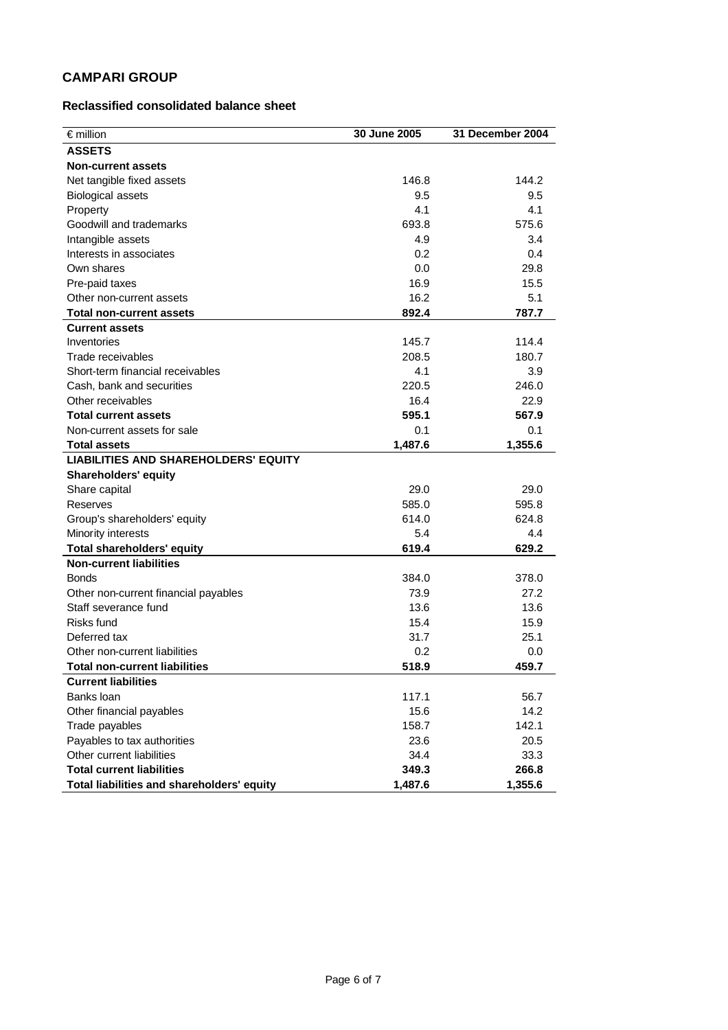# CAMPARI GROUP

## Reclassified consolidated balance sheet

| € million | 30 June 2005 | 31 December 2004 |
|---|---|---|
| **ASSETS** | | |
| **Non-current assets** | | |
| Net tangible fixed assets | 146.8 | 144.2 |
| Biological assets | 9.5 | 9.5 |
| Property | 4.1 | 4.1 |
| Goodwill and trademarks | 693.8 | 575.6 |
| Intangible assets | 4.9 | 3.4 |
| Interests in associates | 0.2 | 0.4 |
| Own shares | 0.0 | 29.8 |
| Pre-paid taxes | 16.9 | 15.5 |
| Other non-current assets | 16.2 | 5.1 |
| **Total non-current assets** | **892.4** | **787.7** |
| **Current assets** | | |
| Inventories | 145.7 | 114.4 |
| Trade receivables | 208.5 | 180.7 |
| Short-term financial receivables | 4.1 | 3.9 |
| Cash, bank and securities | 220.5 | 246.0 |
| Other receivables | 16.4 | 22.9 |
| **Total current assets** | **595.1** | **567.9** |
| Non-current assets for sale | 0.1 | 0.1 |
| **Total assets** | **1,487.6** | **1,355.6** |
| **LIABILITIES AND SHAREHOLDERS' EQUITY** | | |
| **Shareholders' equity** | | |
| Share capital | 29.0 | 29.0 |
| Reserves | 585.0 | 595.8 |
| Group's shareholders' equity | 614.0 | 624.8 |
| Minority interests | 5.4 | 4.4 |
| **Total shareholders' equity** | **619.4** | **629.2** |
| **Non-current liabilities** | | |
| Bonds | 384.0 | 378.0 |
| Other non-current financial payables | 73.9 | 27.2 |
| Staff severance fund | 13.6 | 13.6 |
| Risks fund | 15.4 | 15.9 |
| Deferred tax | 31.7 | 25.1 |
| Other non-current liabilities | 0.2 | 0.0 |
| **Total non-current liabilities** | **518.9** | **459.7** |
| **Current liabilities** | | |
| Banks loan | 117.1 | 56.7 |
| Other financial payables | 15.6 | 14.2 |
| Trade payables | 158.7 | 142.1 |
| Payables to tax authorities | 23.6 | 20.5 |
| Other current liabilities | 34.4 | 33.3 |
| **Total current liabilities** | **349.3** | **266.8** |
| **Total liabilities and shareholders' equity** | **1,487.6** | **1,355.6** |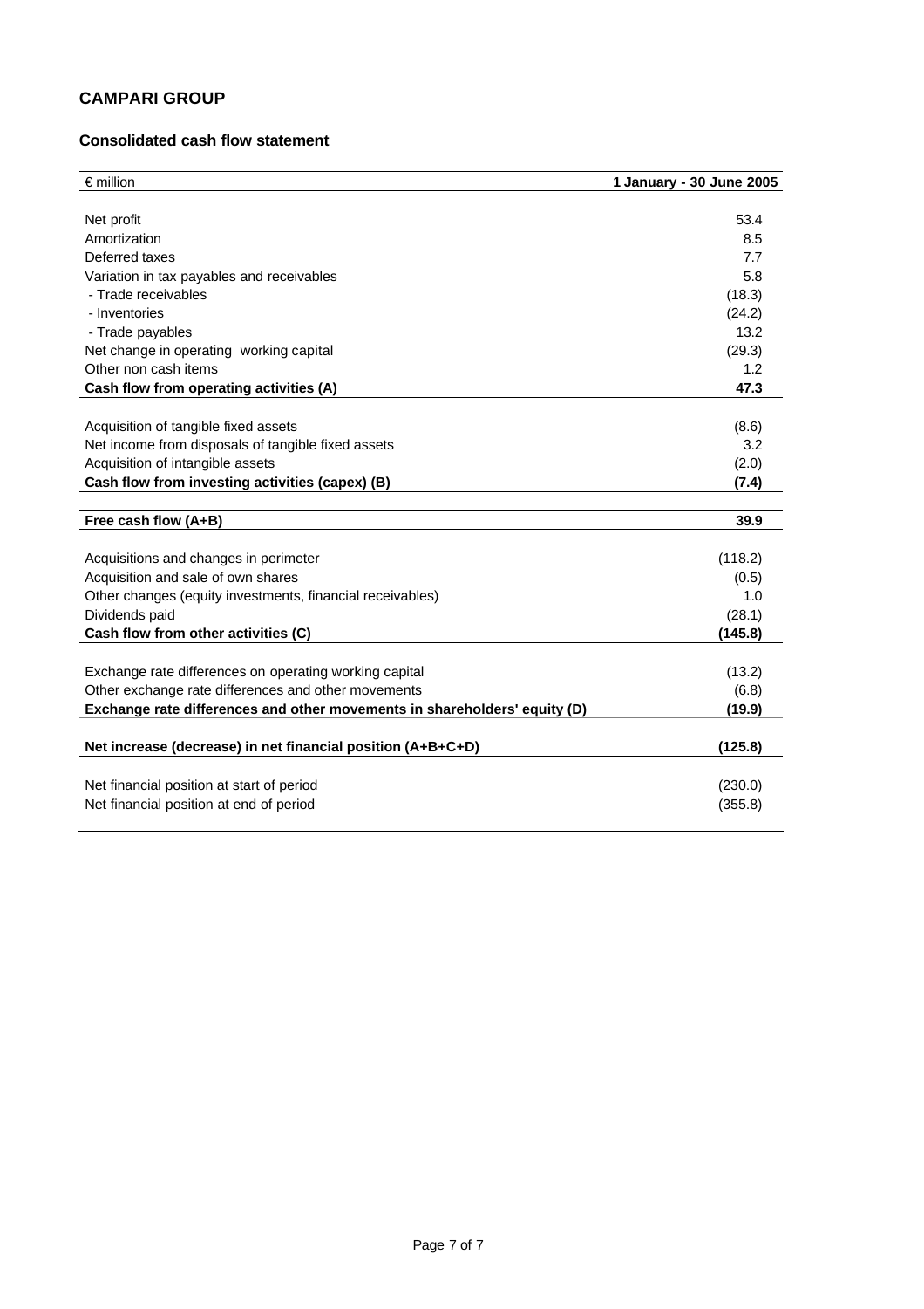## CAMPARI GROUP

### Consolidated cash flow statement

| € million | 1 January - 30 June 2005 |
|---|---|
| Net profit | 53.4 |
| Amortization | 8.5 |
| Deferred taxes | 7.7 |
| Variation in tax payables and receivables | 5.8 |
| - Trade receivables | (18.3) |
| - Inventories | (24.2) |
| - Trade payables | 13.2 |
| Net change in operating working capital | (29.3) |
| Other non cash items | 1.2 |
| **Cash flow from operating activities (A)** | **47.3** |
| | |
| Acquisition of tangible fixed assets | (8.6) |
| Net income from disposals of tangible fixed assets | 3.2 |
| Acquisition of intangible assets | (2.0) |
| **Cash flow from investing activities (capex) (B)** | **(7.4)** |
| | |
| **Free cash flow (A+B)** | **39.9** |
| | |
| Acquisitions and changes in perimeter | (118.2) |
| Acquisition and sale of own shares | (0.5) |
| Other changes (equity investments, financial receivables) | 1.0 |
| Dividends paid | (28.1) |
| **Cash flow from other activities (C)** | **(145.8)** |
| | |
| Exchange rate differences on operating working capital | (13.2) |
| Other exchange rate differences and other movements | (6.8) |
| **Exchange rate differences and other movements in shareholders' equity (D)** | **(19.9)** |
| | |
| **Net increase (decrease) in net financial position (A+B+C+D)** | **(125.8)** |
| | |
| Net financial position at start of period | (230.0) |
| Net financial position at end of period | (355.8) |